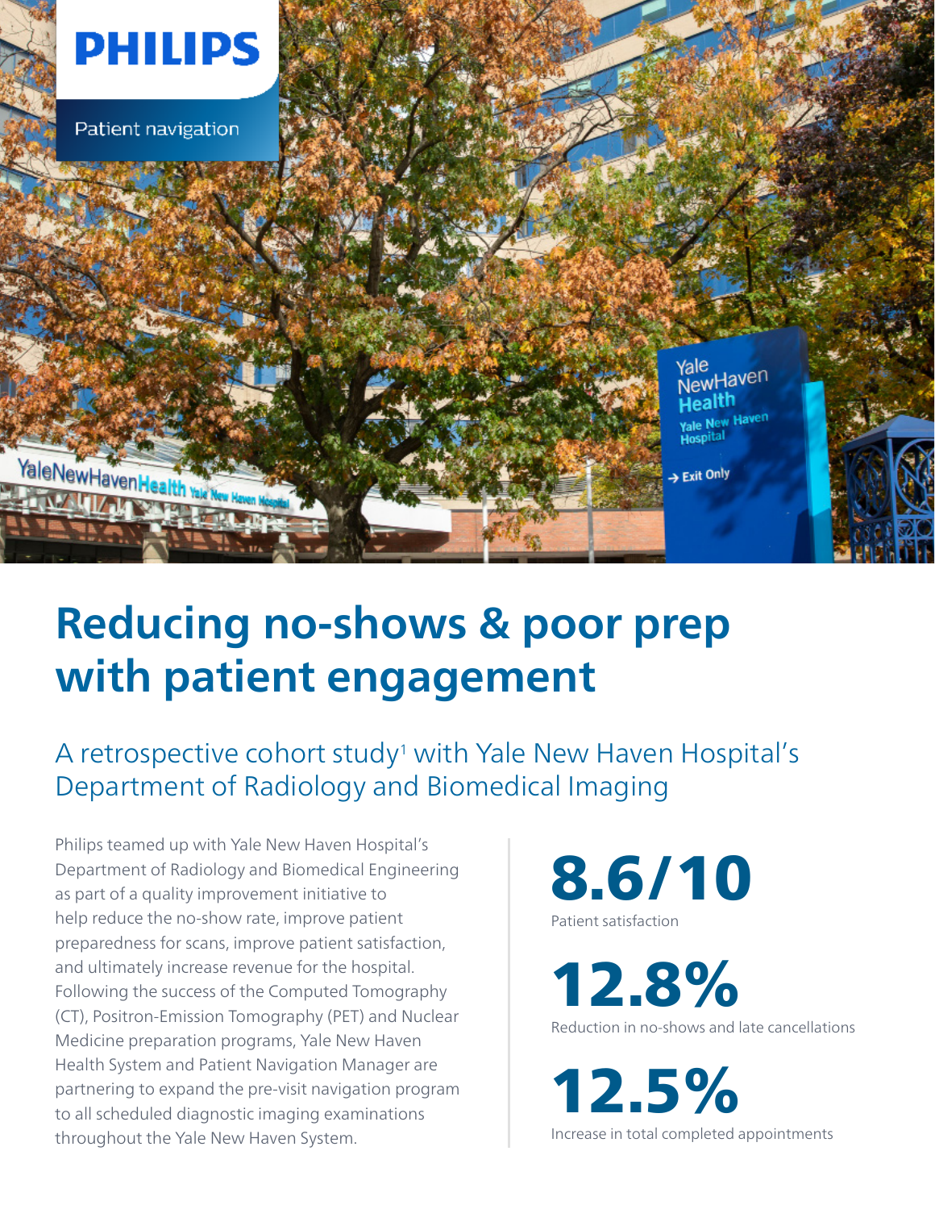PHILIPS

Patient navigation

# Reducing no-shows & poor prep with patient engagement

## A retrospective cohort study[1] with Yale New Haven Hospital's Department of Radiology and Biomedical Imaging

Philips teamed up with Yale New Haven Hospital's Department of Radiology and Biomedical Engineering as part of a quality improvement initiative to help reduce the no-show rate, improve patient preparedness for scans, improve patient satisfaction, and ultimately increase revenue for the hospital. Following the success of the Computed Tomography (CT), Positron-Emission Tomography (PET) and Nuclear Medicine preparation programs, Yale New Haven Health System and Patient Navigation Manager are partnering to expand the pre-visit navigation program to all scheduled diagnostic imaging examinations throughout the Yale New Haven System.

**8.6/10**
Patient satisfaction

**12.8%**
Reduction in no-shows and late cancellations

**12.5%**
Increase in total completed appointments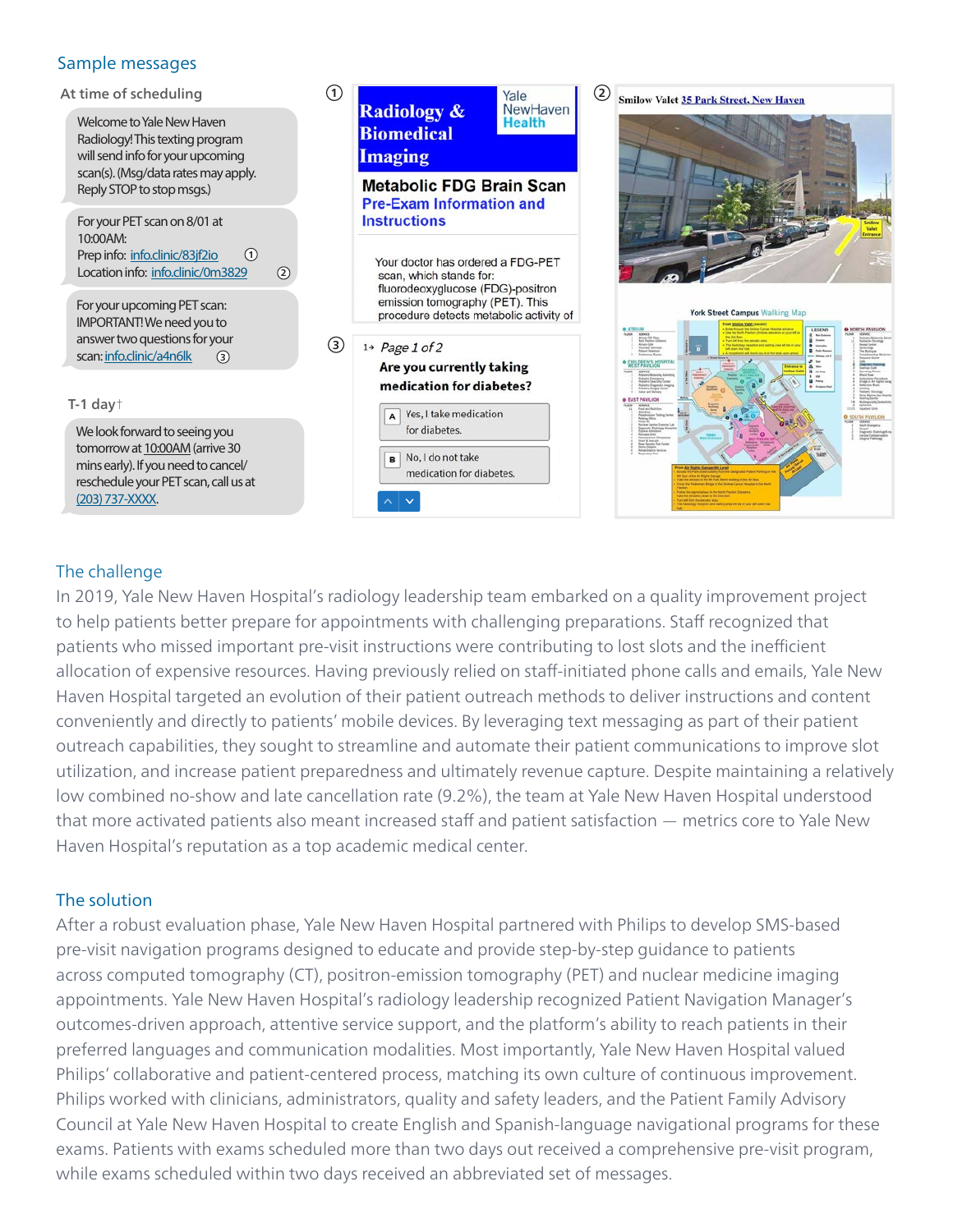## Sample messages

**At time of scheduling**

Welcome to Yale New Haven Radiology! This texting program will send info for your upcoming scan(s). (Msg/data rates may apply. Reply STOP to stop msgs.)

For your PET scan on 8/01 at 10:00AM:
Prep info: info.clinic/83jf2io ①
Location info: info.clinic/0m3829 ②

For your upcoming PET scan: IMPORTANT! We need you to answer two questions for your scan: info.clinic/a4n6lk ③

**T-1 day†**

We look forward to seeing you tomorrow at 10:00AM (arrive 30 mins early). If you need to cancel/ reschedule your PET scan, call us at (203) 737-XXXX.

①

Radiology & Biomedical Imaging — Yale NewHaven Health

**Metabolic FDG Brain Scan**
Pre-Exam Information and Instructions

Your doctor has ordered a FDG-PET scan, which stands for: fluorodeoxyglucose (FDG)-positron emission tomography (PET). This procedure detects metabolic activity of

②

Smilow Valet 35 Park Street, New Haven

York Street Campus Walking Map

③

1→ Page 1 of 2

Are you currently taking medication for diabetes?

A — Yes, I take medication for diabetes.

B — No, I do not take medication for diabetes.

## The challenge

In 2019, Yale New Haven Hospital's radiology leadership team embarked on a quality improvement project to help patients better prepare for appointments with challenging preparations. Staff recognized that patients who missed important pre-visit instructions were contributing to lost slots and the inefficient allocation of expensive resources. Having previously relied on staff-initiated phone calls and emails, Yale New Haven Hospital targeted an evolution of their patient outreach methods to deliver instructions and content conveniently and directly to patients' mobile devices. By leveraging text messaging as part of their patient outreach capabilities, they sought to streamline and automate their patient communications to improve slot utilization, and increase patient preparedness and ultimately revenue capture. Despite maintaining a relatively low combined no-show and late cancellation rate (9.2%), the team at Yale New Haven Hospital understood that more activated patients also meant increased staff and patient satisfaction — metrics core to Yale New Haven Hospital's reputation as a top academic medical center.

## The solution

After a robust evaluation phase, Yale New Haven Hospital partnered with Philips to develop SMS-based pre-visit navigation programs designed to educate and provide step-by-step guidance to patients across computed tomography (CT), positron-emission tomography (PET) and nuclear medicine imaging appointments. Yale New Haven Hospital's radiology leadership recognized Patient Navigation Manager's outcomes-driven approach, attentive service support, and the platform's ability to reach patients in their preferred languages and communication modalities. Most importantly, Yale New Haven Hospital valued Philips' collaborative and patient-centered process, matching its own culture of continuous improvement. Philips worked with clinicians, administrators, quality and safety leaders, and the Patient Family Advisory Council at Yale New Haven Hospital to create English and Spanish-language navigational programs for these exams. Patients with exams scheduled more than two days out received a comprehensive pre-visit program, while exams scheduled within two days received an abbreviated set of messages.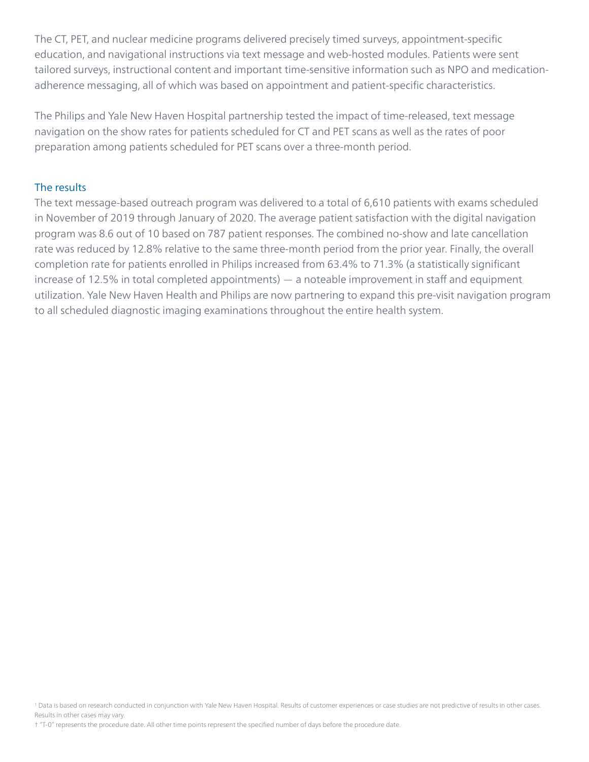The CT, PET, and nuclear medicine programs delivered precisely timed surveys, appointment-specific education, and navigational instructions via text message and web-hosted modules. Patients were sent tailored surveys, instructional content and important time-sensitive information such as NPO and medication-adherence messaging, all of which was based on appointment and patient-specific characteristics.

The Philips and Yale New Haven Hospital partnership tested the impact of time-released, text message navigation on the show rates for patients scheduled for CT and PET scans as well as the rates of poor preparation among patients scheduled for PET scans over a three-month period.

## The results

The text message-based outreach program was delivered to a total of 6,610 patients with exams scheduled in November of 2019 through January of 2020. The average patient satisfaction with the digital navigation program was 8.6 out of 10 based on 787 patient responses. The combined no-show and late cancellation rate was reduced by 12.8% relative to the same three-month period from the prior year. Finally, the overall completion rate for patients enrolled in Philips increased from 63.4% to 71.3% (a statistically significant increase of 12.5% in total completed appointments) — a noteable improvement in staff and equipment utilization. Yale New Haven Health and Philips are now partnering to expand this pre-visit navigation program to all scheduled diagnostic imaging examinations throughout the entire health system.

[1] Data is based on research conducted in conjunction with Yale New Haven Hospital. Results of customer experiences or case studies are not predictive of results in other cases. Results in other cases may vary.

† "T-0" represents the procedure date. All other time points represent the specified number of days before the procedure date.